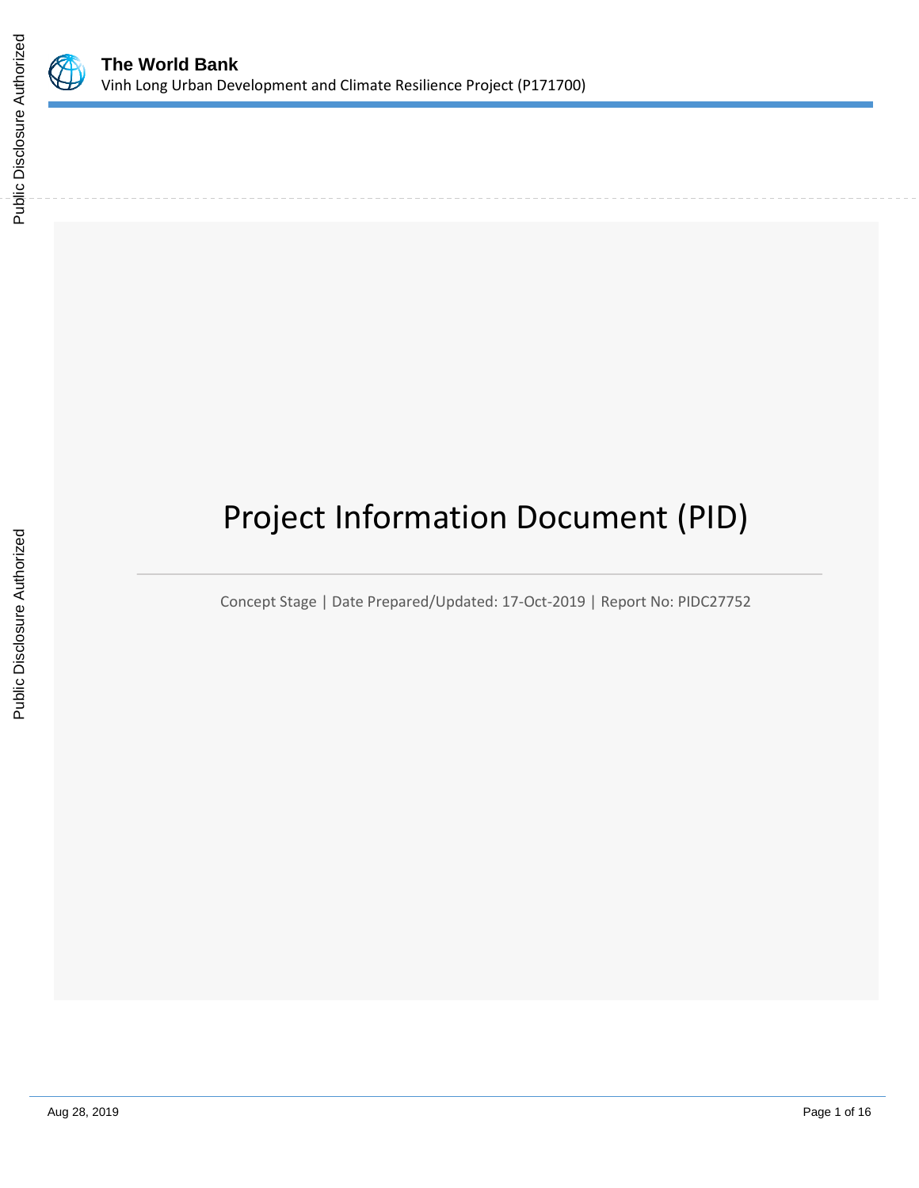# Project Information Document (PID)

Concept Stage | Date Prepared/Updated: 17-Oct-2019 | Report No: PIDC27752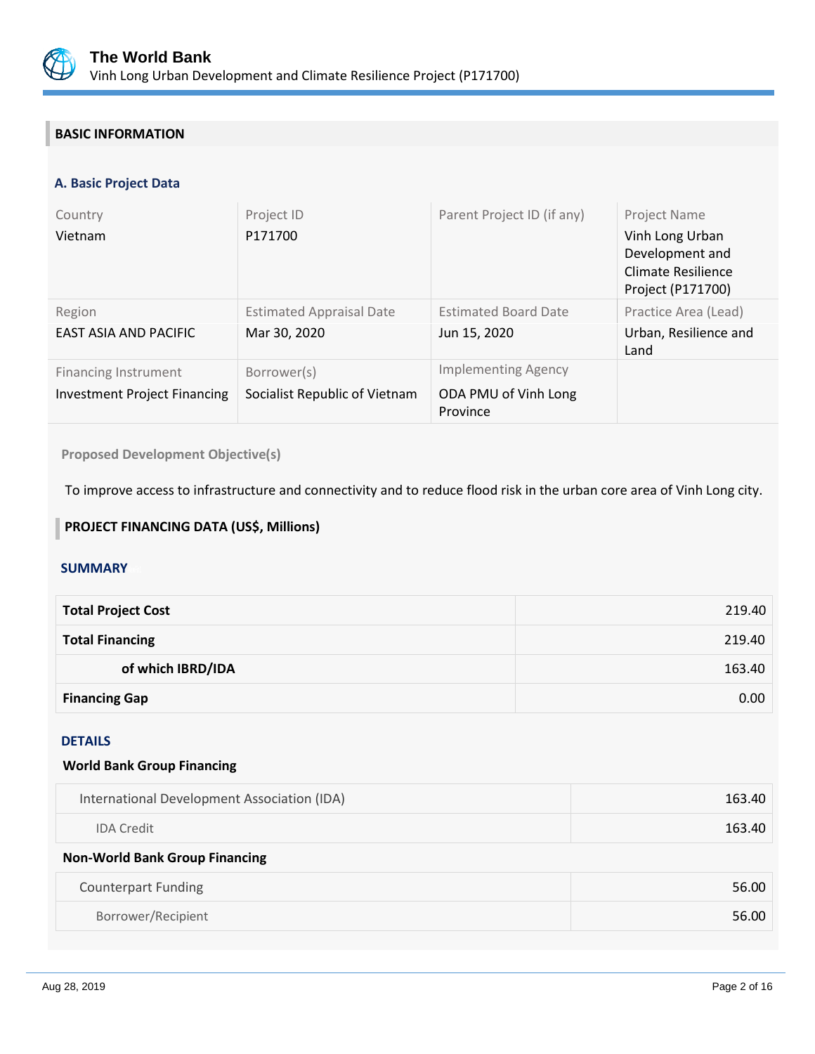## BASIC INFORMATION

### A. Basic Project Data

| Country | Project ID | Parent Project ID (if any) | Project Name |
|---|---|---|---|
| Vietnam | P171700 | | Vinh Long Urban Development and Climate Resilience Project (P171700) |
| **Region** | **Estimated Appraisal Date** | **Estimated Board Date** | **Practice Area (Lead)** |
| EAST ASIA AND PACIFIC | Mar 30, 2020 | Jun 15, 2020 | Urban, Resilience and Land |
| **Financing Instrument** | **Borrower(s)** | **Implementing Agency** | |
| Investment Project Financing | Socialist Republic of Vietnam | ODA PMU of Vinh Long Province | |

**Proposed Development Objective(s)**

To improve access to infrastructure and connectivity and to reduce flood risk in the urban core area of Vinh Long city.

## PROJECT FINANCING DATA (US$, Millions)

### SUMMARY

| | |
|---|---|
| **Total Project Cost** | 219.40 |
| **Total Financing** | 219.40 |
| **of which IBRD/IDA** | 163.40 |
| **Financing Gap** | 0.00 |

### DETAILS

**World Bank Group Financing**

| | |
|---|---|
| International Development Association (IDA) | 163.40 |
| IDA Credit | 163.40 |

**Non-World Bank Group Financing**

| | |
|---|---|
| Counterpart Funding | 56.00 |
| Borrower/Recipient | 56.00 |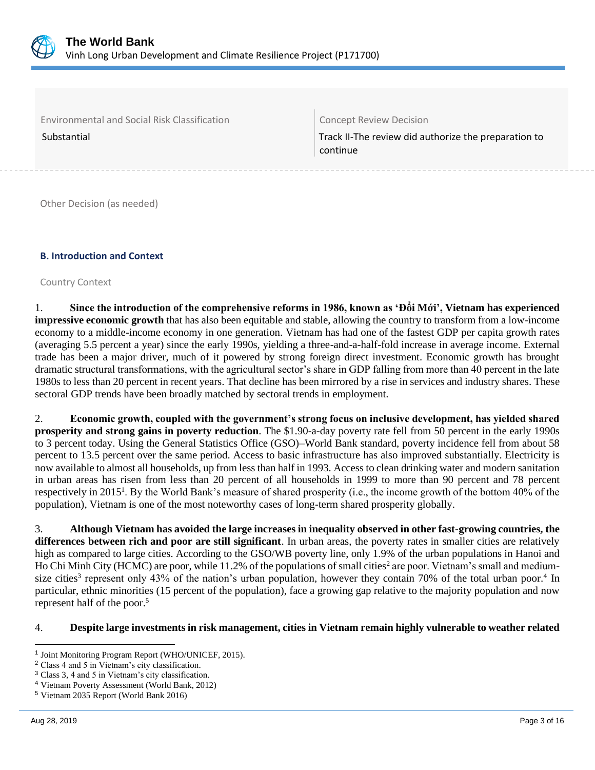| Environmental and Social Risk Classification | Concept Review Decision |
| --- | --- |
| Substantial | Track II-The review did authorize the preparation to continue |

Other Decision (as needed)

### B. Introduction and Context

Country Context

1. **Since the introduction of the comprehensive reforms in 1986, known as 'Đổi Mới', Vietnam has experienced impressive economic growth** that has also been equitable and stable, allowing the country to transform from a low-income economy to a middle-income economy in one generation. Vietnam has had one of the fastest GDP per capita growth rates (averaging 5.5 percent a year) since the early 1990s, yielding a three-and-a-half-fold increase in average income. External trade has been a major driver, much of it powered by strong foreign direct investment. Economic growth has brought dramatic structural transformations, with the agricultural sector's share in GDP falling from more than 40 percent in the late 1980s to less than 20 percent in recent years. That decline has been mirrored by a rise in services and industry shares. These sectoral GDP trends have been broadly matched by sectoral trends in employment.

2. **Economic growth, coupled with the government's strong focus on inclusive development, has yielded shared prosperity and strong gains in poverty reduction**. The $1.90-a-day poverty rate fell from 50 percent in the early 1990s to 3 percent today. Using the General Statistics Office (GSO)–World Bank standard, poverty incidence fell from about 58 percent to 13.5 percent over the same period. Access to basic infrastructure has also improved substantially. Electricity is now available to almost all households, up from less than half in 1993. Access to clean drinking water and modern sanitation in urban areas has risen from less than 20 percent of all households in 1999 to more than 90 percent and 78 percent respectively in 2015[1]. By the World Bank's measure of shared prosperity (i.e., the income growth of the bottom 40% of the population), Vietnam is one of the most noteworthy cases of long-term shared prosperity globally.

3. **Although Vietnam has avoided the large increases in inequality observed in other fast-growing countries, the differences between rich and poor are still significant**. In urban areas, the poverty rates in smaller cities are relatively high as compared to large cities. According to the GSO/WB poverty line, only 1.9% of the urban populations in Hanoi and Ho Chi Minh City (HCMC) are poor, while 11.2% of the populations of small cities[2] are poor. Vietnam's small and medium-size cities[3] represent only 43% of the nation's urban population, however they contain 70% of the total urban poor.[4] In particular, ethnic minorities (15 percent of the population), face a growing gap relative to the majority population and now represent half of the poor.[5]

4. **Despite large investments in risk management, cities in Vietnam remain highly vulnerable to weather related**

---

[1] Joint Monitoring Program Report (WHO/UNICEF, 2015).
[2] Class 4 and 5 in Vietnam's city classification.
[3] Class 3, 4 and 5 in Vietnam's city classification.
[4] Vietnam Poverty Assessment (World Bank, 2012)
[5] Vietnam 2035 Report (World Bank 2016)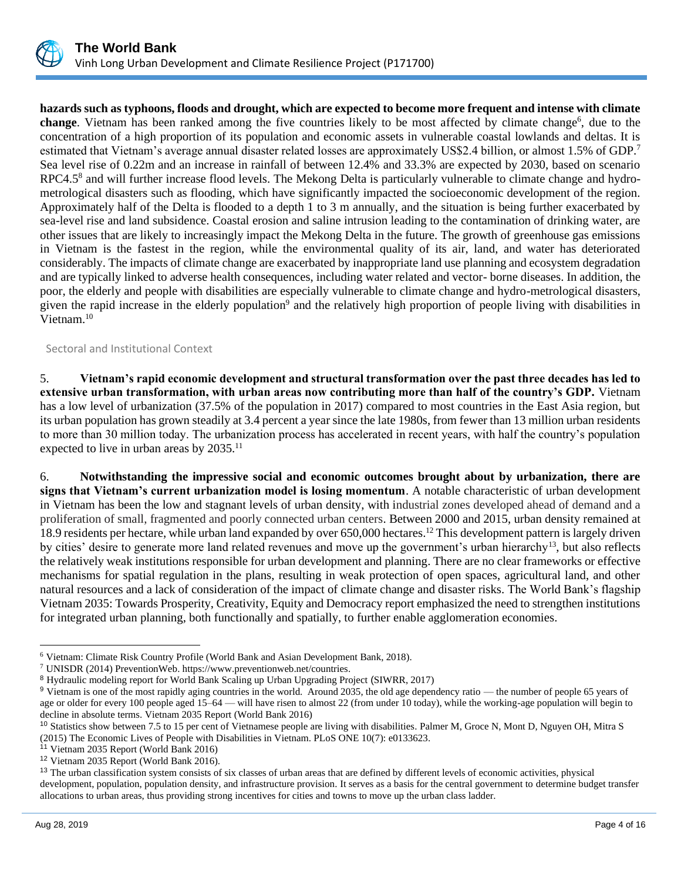**hazards such as typhoons, floods and drought, which are expected to become more frequent and intense with climate change**. Vietnam has been ranked among the five countries likely to be most affected by climate change[6], due to the concentration of a high proportion of its population and economic assets in vulnerable coastal lowlands and deltas. It is estimated that Vietnam's average annual disaster related losses are approximately US$2.4 billion, or almost 1.5% of GDP.[7] Sea level rise of 0.22m and an increase in rainfall of between 12.4% and 33.3% are expected by 2030, based on scenario RPC4.5[8] and will further increase flood levels. The Mekong Delta is particularly vulnerable to climate change and hydro-metrological disasters such as flooding, which have significantly impacted the socioeconomic development of the region. Approximately half of the Delta is flooded to a depth 1 to 3 m annually, and the situation is being further exacerbated by sea-level rise and land subsidence. Coastal erosion and saline intrusion leading to the contamination of drinking water, are other issues that are likely to increasingly impact the Mekong Delta in the future. The growth of greenhouse gas emissions in Vietnam is the fastest in the region, while the environmental quality of its air, land, and water has deteriorated considerably. The impacts of climate change are exacerbated by inappropriate land use planning and ecosystem degradation and are typically linked to adverse health consequences, including water related and vector- borne diseases. In addition, the poor, the elderly and people with disabilities are especially vulnerable to climate change and hydro-metrological disasters, given the rapid increase in the elderly population[9] and the relatively high proportion of people living with disabilities in Vietnam.[10]

## Sectoral and Institutional Context

5. **Vietnam's rapid economic development and structural transformation over the past three decades has led to extensive urban transformation, with urban areas now contributing more than half of the country's GDP.** Vietnam has a low level of urbanization (37.5% of the population in 2017) compared to most countries in the East Asia region, but its urban population has grown steadily at 3.4 percent a year since the late 1980s, from fewer than 13 million urban residents to more than 30 million today. The urbanization process has accelerated in recent years, with half the country's population expected to live in urban areas by 2035.[11]

6. **Notwithstanding the impressive social and economic outcomes brought about by urbanization, there are signs that Vietnam's current urbanization model is losing momentum**. A notable characteristic of urban development in Vietnam has been the low and stagnant levels of urban density, with industrial zones developed ahead of demand and a proliferation of small, fragmented and poorly connected urban centers. Between 2000 and 2015, urban density remained at 18.9 residents per hectare, while urban land expanded by over 650,000 hectares.[12] This development pattern is largely driven by cities' desire to generate more land related revenues and move up the government's urban hierarchy[13], but also reflects the relatively weak institutions responsible for urban development and planning. There are no clear frameworks or effective mechanisms for spatial regulation in the plans, resulting in weak protection of open spaces, agricultural land, and other natural resources and a lack of consideration of the impact of climate change and disaster risks. The World Bank's flagship Vietnam 2035: Towards Prosperity, Creativity, Equity and Democracy report emphasized the need to strengthen institutions for integrated urban planning, both functionally and spatially, to further enable agglomeration economies.

---

[6] Vietnam: Climate Risk Country Profile (World Bank and Asian Development Bank, 2018).

[7] UNISDR (2014) PreventionWeb. https://www.preventionweb.net/countries.

[8] Hydraulic modeling report for World Bank Scaling up Urban Upgrading Project (SIWRR, 2017)

[9] Vietnam is one of the most rapidly aging countries in the world. Around 2035, the old age dependency ratio — the number of people 65 years of age or older for every 100 people aged 15–64 — will have risen to almost 22 (from under 10 today), while the working-age population will begin to decline in absolute terms. Vietnam 2035 Report (World Bank 2016)

[10] Statistics show between 7.5 to 15 per cent of Vietnamese people are living with disabilities. Palmer M, Groce N, Mont D, Nguyen OH, Mitra S (2015) The Economic Lives of People with Disabilities in Vietnam. PLoS ONE 10(7): e0133623.

[11] Vietnam 2035 Report (World Bank 2016)

[12] Vietnam 2035 Report (World Bank 2016).

[13] The urban classification system consists of six classes of urban areas that are defined by different levels of economic activities, physical development, population, population density, and infrastructure provision. It serves as a basis for the central government to determine budget transfer allocations to urban areas, thus providing strong incentives for cities and towns to move up the urban class ladder.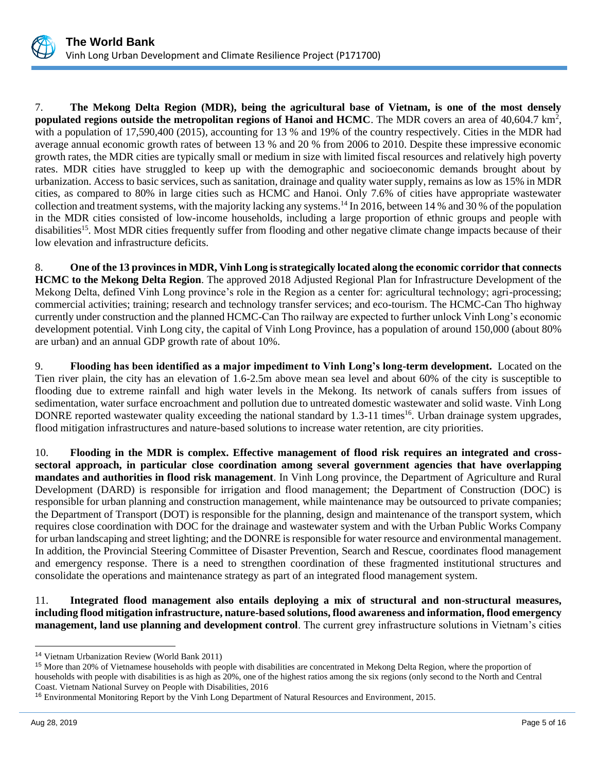7. **The Mekong Delta Region (MDR), being the agricultural base of Vietnam, is one of the most densely populated regions outside the metropolitan regions of Hanoi and HCMC**. The MDR covers an area of 40,604.7 km$^2$, with a population of 17,590,400 (2015), accounting for 13 % and 19% of the country respectively. Cities in the MDR had average annual economic growth rates of between 13 % and 20 % from 2006 to 2010. Despite these impressive economic growth rates, the MDR cities are typically small or medium in size with limited fiscal resources and relatively high poverty rates. MDR cities have struggled to keep up with the demographic and socioeconomic demands brought about by urbanization. Access to basic services, such as sanitation, drainage and quality water supply, remains as low as 15% in MDR cities, as compared to 80% in large cities such as HCMC and Hanoi. Only 7.6% of cities have appropriate wastewater collection and treatment systems, with the majority lacking any systems.[14] In 2016, between 14 % and 30 % of the population in the MDR cities consisted of low-income households, including a large proportion of ethnic groups and people with disabilities[15]. Most MDR cities frequently suffer from flooding and other negative climate change impacts because of their low elevation and infrastructure deficits.

8. **One of the 13 provinces in MDR, Vinh Long is strategically located along the economic corridor that connects HCMC to the Mekong Delta Region**. The approved 2018 Adjusted Regional Plan for Infrastructure Development of the Mekong Delta, defined Vinh Long province's role in the Region as a center for: agricultural technology; agri-processing; commercial activities; training; research and technology transfer services; and eco-tourism. The HCMC-Can Tho highway currently under construction and the planned HCMC-Can Tho railway are expected to further unlock Vinh Long's economic development potential. Vinh Long city, the capital of Vinh Long Province, has a population of around 150,000 (about 80% are urban) and an annual GDP growth rate of about 10%.

9. **Flooding has been identified as a major impediment to Vinh Long's long-term development.** Located on the Tien river plain, the city has an elevation of 1.6-2.5m above mean sea level and about 60% of the city is susceptible to flooding due to extreme rainfall and high water levels in the Mekong. Its network of canals suffers from issues of sedimentation, water surface encroachment and pollution due to untreated domestic wastewater and solid waste. Vinh Long DONRE reported wastewater quality exceeding the national standard by 1.3-11 times[16]. Urban drainage system upgrades, flood mitigation infrastructures and nature-based solutions to increase water retention, are city priorities.

10. **Flooding in the MDR is complex. Effective management of flood risk requires an integrated and cross-sectoral approach, in particular close coordination among several government agencies that have overlapping mandates and authorities in flood risk management**. In Vinh Long province, the Department of Agriculture and Rural Development (DARD) is responsible for irrigation and flood management; the Department of Construction (DOC) is responsible for urban planning and construction management, while maintenance may be outsourced to private companies; the Department of Transport (DOT) is responsible for the planning, design and maintenance of the transport system, which requires close coordination with DOC for the drainage and wastewater system and with the Urban Public Works Company for urban landscaping and street lighting; and the DONRE is responsible for water resource and environmental management. In addition, the Provincial Steering Committee of Disaster Prevention, Search and Rescue, coordinates flood management and emergency response. There is a need to strengthen coordination of these fragmented institutional structures and consolidate the operations and maintenance strategy as part of an integrated flood management system.

11. **Integrated flood management also entails deploying a mix of structural and non-structural measures, including flood mitigation infrastructure, nature-based solutions, flood awareness and information, flood emergency management, land use planning and development control**. The current grey infrastructure solutions in Vietnam's cities

---

[14] Vietnam Urbanization Review (World Bank 2011)

[15] More than 20% of Vietnamese households with people with disabilities are concentrated in Mekong Delta Region, where the proportion of households with people with disabilities is as high as 20%, one of the highest ratios among the six regions (only second to the North and Central Coast. Vietnam National Survey on People with Disabilities, 2016

[16] Environmental Monitoring Report by the Vinh Long Department of Natural Resources and Environment, 2015.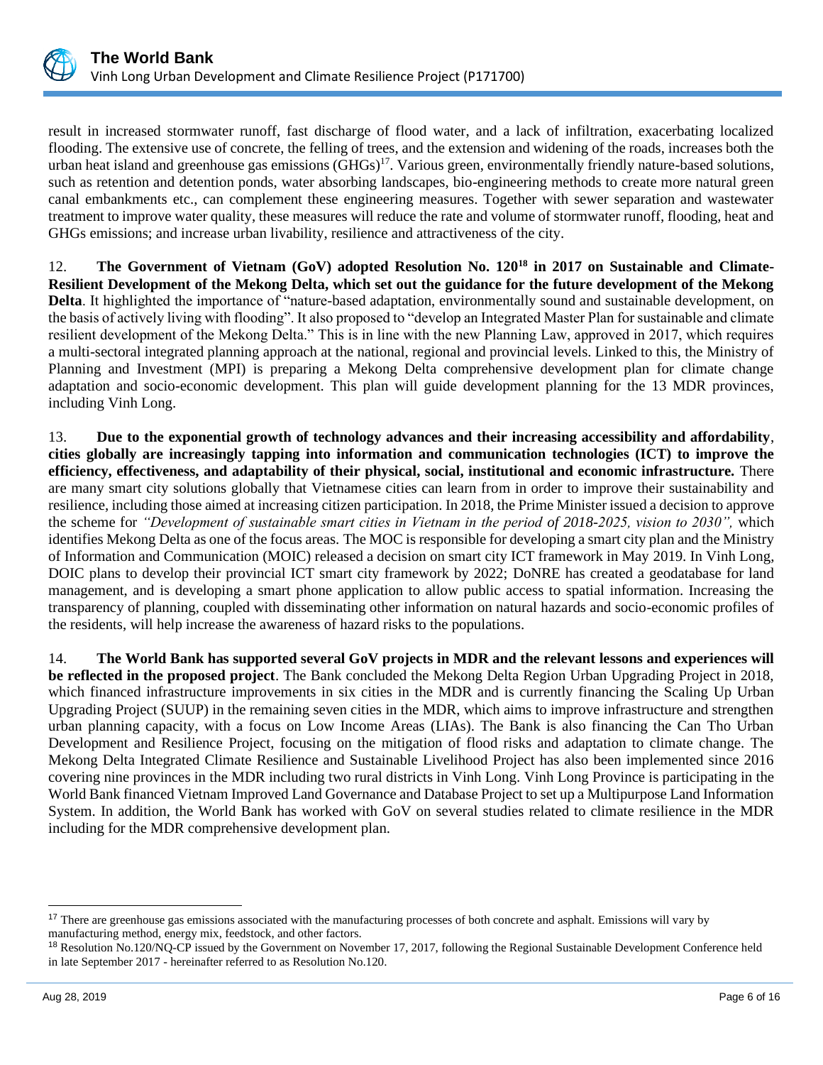result in increased stormwater runoff, fast discharge of flood water, and a lack of infiltration, exacerbating localized flooding. The extensive use of concrete, the felling of trees, and the extension and widening of the roads, increases both the urban heat island and greenhouse gas emissions (GHGs)[17]. Various green, environmentally friendly nature-based solutions, such as retention and detention ponds, water absorbing landscapes, bio-engineering methods to create more natural green canal embankments etc., can complement these engineering measures. Together with sewer separation and wastewater treatment to improve water quality, these measures will reduce the rate and volume of stormwater runoff, flooding, heat and GHGs emissions; and increase urban livability, resilience and attractiveness of the city.

12. **The Government of Vietnam (GoV) adopted Resolution No. 120[18] in 2017 on Sustainable and Climate-Resilient Development of the Mekong Delta, which set out the guidance for the future development of the Mekong Delta**. It highlighted the importance of "nature-based adaptation, environmentally sound and sustainable development, on the basis of actively living with flooding". It also proposed to "develop an Integrated Master Plan for sustainable and climate resilient development of the Mekong Delta." This is in line with the new Planning Law, approved in 2017, which requires a multi-sectoral integrated planning approach at the national, regional and provincial levels. Linked to this, the Ministry of Planning and Investment (MPI) is preparing a Mekong Delta comprehensive development plan for climate change adaptation and socio-economic development. This plan will guide development planning for the 13 MDR provinces, including Vinh Long.

13. **Due to the exponential growth of technology advances and their increasing accessibility and affordability**, **cities globally are increasingly tapping into information and communication technologies (ICT) to improve the efficiency, effectiveness, and adaptability of their physical, social, institutional and economic infrastructure.** There are many smart city solutions globally that Vietnamese cities can learn from in order to improve their sustainability and resilience, including those aimed at increasing citizen participation. In 2018, the Prime Minister issued a decision to approve the scheme for *"Development of sustainable smart cities in Vietnam in the period of 2018-2025, vision to 2030",* which identifies Mekong Delta as one of the focus areas. The MOC is responsible for developing a smart city plan and the Ministry of Information and Communication (MOIC) released a decision on smart city ICT framework in May 2019. In Vinh Long, DOIC plans to develop their provincial ICT smart city framework by 2022; DoNRE has created a geodatabase for land management, and is developing a smart phone application to allow public access to spatial information. Increasing the transparency of planning, coupled with disseminating other information on natural hazards and socio-economic profiles of the residents, will help increase the awareness of hazard risks to the populations.

14. **The World Bank has supported several GoV projects in MDR and the relevant lessons and experiences will be reflected in the proposed project**. The Bank concluded the Mekong Delta Region Urban Upgrading Project in 2018, which financed infrastructure improvements in six cities in the MDR and is currently financing the Scaling Up Urban Upgrading Project (SUUP) in the remaining seven cities in the MDR, which aims to improve infrastructure and strengthen urban planning capacity, with a focus on Low Income Areas (LIAs). The Bank is also financing the Can Tho Urban Development and Resilience Project, focusing on the mitigation of flood risks and adaptation to climate change. The Mekong Delta Integrated Climate Resilience and Sustainable Livelihood Project has also been implemented since 2016 covering nine provinces in the MDR including two rural districts in Vinh Long. Vinh Long Province is participating in the World Bank financed Vietnam Improved Land Governance and Database Project to set up a Multipurpose Land Information System. In addition, the World Bank has worked with GoV on several studies related to climate resilience in the MDR including for the MDR comprehensive development plan.

---

[17] There are greenhouse gas emissions associated with the manufacturing processes of both concrete and asphalt. Emissions will vary by manufacturing method, energy mix, feedstock, and other factors.

[18] Resolution No.120/NQ-CP issued by the Government on November 17, 2017, following the Regional Sustainable Development Conference held in late September 2017 - hereinafter referred to as Resolution No.120.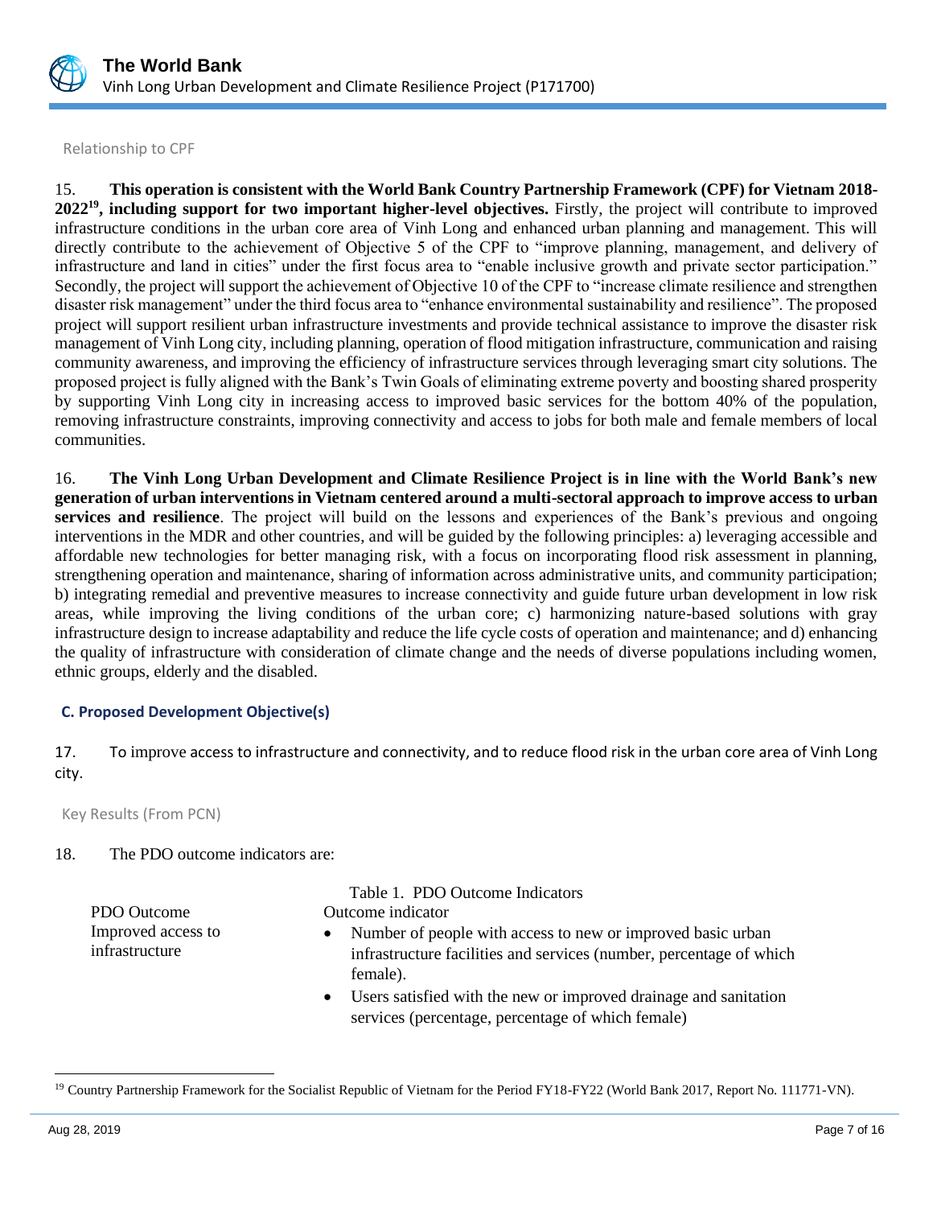Relationship to CPF

15. **This operation is consistent with the World Bank Country Partnership Framework (CPF) for Vietnam 2018-2022[19], including support for two important higher-level objectives.** Firstly, the project will contribute to improved infrastructure conditions in the urban core area of Vinh Long and enhanced urban planning and management. This will directly contribute to the achievement of Objective 5 of the CPF to "improve planning, management, and delivery of infrastructure and land in cities" under the first focus area to "enable inclusive growth and private sector participation." Secondly, the project will support the achievement of Objective 10 of the CPF to "increase climate resilience and strengthen disaster risk management" under the third focus area to "enhance environmental sustainability and resilience". The proposed project will support resilient urban infrastructure investments and provide technical assistance to improve the disaster risk management of Vinh Long city, including planning, operation of flood mitigation infrastructure, communication and raising community awareness, and improving the efficiency of infrastructure services through leveraging smart city solutions. The proposed project is fully aligned with the Bank's Twin Goals of eliminating extreme poverty and boosting shared prosperity by supporting Vinh Long city in increasing access to improved basic services for the bottom 40% of the population, removing infrastructure constraints, improving connectivity and access to jobs for both male and female members of local communities.

16. **The Vinh Long Urban Development and Climate Resilience Project is in line with the World Bank's new generation of urban interventions in Vietnam centered around a multi-sectoral approach to improve access to urban services and resilience**. The project will build on the lessons and experiences of the Bank's previous and ongoing interventions in the MDR and other countries, and will be guided by the following principles: a) leveraging accessible and affordable new technologies for better managing risk, with a focus on incorporating flood risk assessment in planning, strengthening operation and maintenance, sharing of information across administrative units, and community participation; b) integrating remedial and preventive measures to increase connectivity and guide future urban development in low risk areas, while improving the living conditions of the urban core; c) harmonizing nature-based solutions with gray infrastructure design to increase adaptability and reduce the life cycle costs of operation and maintenance; and d) enhancing the quality of infrastructure with consideration of climate change and the needs of diverse populations including women, ethnic groups, elderly and the disabled.

### C. Proposed Development Objective(s)

17. To improve access to infrastructure and connectivity, and to reduce flood risk in the urban core area of Vinh Long city.

Key Results (From PCN)

18. The PDO outcome indicators are:

Table 1. PDO Outcome Indicators

| PDO Outcome | Outcome indicator |
|---|---|
| Improved access to infrastructure | • Number of people with access to new or improved basic urban infrastructure facilities and services (number, percentage of which female).<br>• Users satisfied with the new or improved drainage and sanitation services (percentage, percentage of which female) |

[19] Country Partnership Framework for the Socialist Republic of Vietnam for the Period FY18-FY22 (World Bank 2017, Report No. 111771-VN).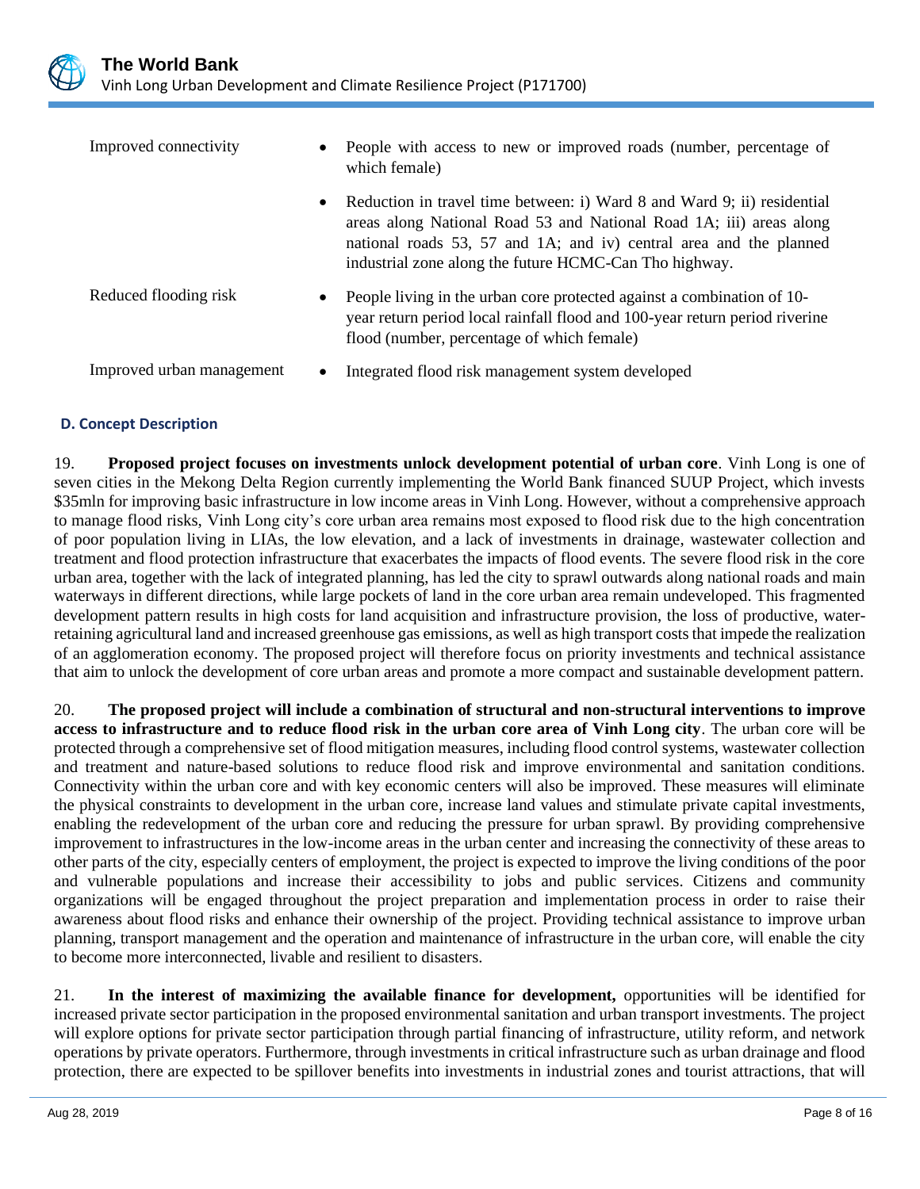| | |
|---|---|
| Improved connectivity | • People with access to new or improved roads (number, percentage of which female)<br>• Reduction in travel time between: i) Ward 8 and Ward 9; ii) residential areas along National Road 53 and National Road 1A; iii) areas along national roads 53, 57 and 1A; and iv) central area and the planned industrial zone along the future HCMC-Can Tho highway. |
| Reduced flooding risk | • People living in the urban core protected against a combination of 10-year return period local rainfall flood and 100-year return period riverine flood (number, percentage of which female) |
| Improved urban management | • Integrated flood risk management system developed |

### D. Concept Description

19. **Proposed project focuses on investments unlock development potential of urban core**. Vinh Long is one of seven cities in the Mekong Delta Region currently implementing the World Bank financed SUUP Project, which invests \$35mln for improving basic infrastructure in low income areas in Vinh Long. However, without a comprehensive approach to manage flood risks, Vinh Long city's core urban area remains most exposed to flood risk due to the high concentration of poor population living in LIAs, the low elevation, and a lack of investments in drainage, wastewater collection and treatment and flood protection infrastructure that exacerbates the impacts of flood events. The severe flood risk in the core urban area, together with the lack of integrated planning, has led the city to sprawl outwards along national roads and main waterways in different directions, while large pockets of land in the core urban area remain undeveloped. This fragmented development pattern results in high costs for land acquisition and infrastructure provision, the loss of productive, water-retaining agricultural land and increased greenhouse gas emissions, as well as high transport costs that impede the realization of an agglomeration economy. The proposed project will therefore focus on priority investments and technical assistance that aim to unlock the development of core urban areas and promote a more compact and sustainable development pattern.

20. **The proposed project will include a combination of structural and non-structural interventions to improve access to infrastructure and to reduce flood risk in the urban core area of Vinh Long city**. The urban core will be protected through a comprehensive set of flood mitigation measures, including flood control systems, wastewater collection and treatment and nature-based solutions to reduce flood risk and improve environmental and sanitation conditions. Connectivity within the urban core and with key economic centers will also be improved. These measures will eliminate the physical constraints to development in the urban core, increase land values and stimulate private capital investments, enabling the redevelopment of the urban core and reducing the pressure for urban sprawl. By providing comprehensive improvement to infrastructures in the low-income areas in the urban center and increasing the connectivity of these areas to other parts of the city, especially centers of employment, the project is expected to improve the living conditions of the poor and vulnerable populations and increase their accessibility to jobs and public services. Citizens and community organizations will be engaged throughout the project preparation and implementation process in order to raise their awareness about flood risks and enhance their ownership of the project. Providing technical assistance to improve urban planning, transport management and the operation and maintenance of infrastructure in the urban core, will enable the city to become more interconnected, livable and resilient to disasters.

21. **In the interest of maximizing the available finance for development,** opportunities will be identified for increased private sector participation in the proposed environmental sanitation and urban transport investments. The project will explore options for private sector participation through partial financing of infrastructure, utility reform, and network operations by private operators. Furthermore, through investments in critical infrastructure such as urban drainage and flood protection, there are expected to be spillover benefits into investments in industrial zones and tourist attractions, that will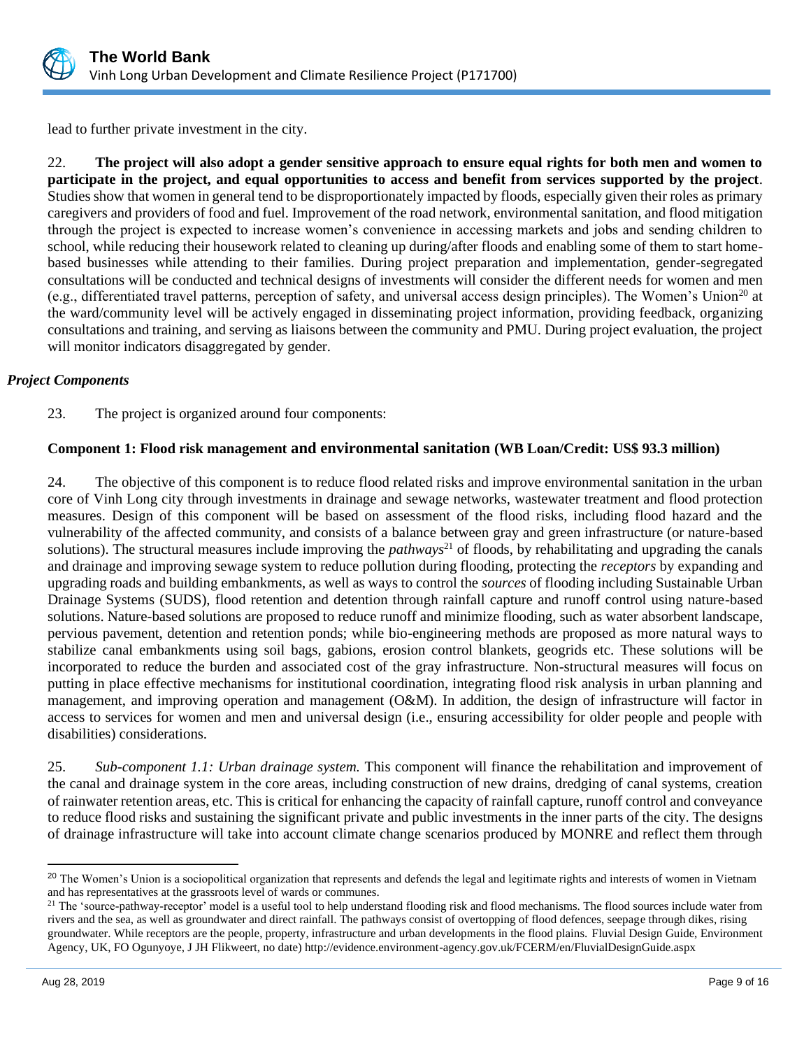lead to further private investment in the city.

22. **The project will also adopt a gender sensitive approach to ensure equal rights for both men and women to participate in the project, and equal opportunities to access and benefit from services supported by the project**. Studies show that women in general tend to be disproportionately impacted by floods, especially given their roles as primary caregivers and providers of food and fuel. Improvement of the road network, environmental sanitation, and flood mitigation through the project is expected to increase women's convenience in accessing markets and jobs and sending children to school, while reducing their housework related to cleaning up during/after floods and enabling some of them to start home-based businesses while attending to their families. During project preparation and implementation, gender-segregated consultations will be conducted and technical designs of investments will consider the different needs for women and men (e.g., differentiated travel patterns, perception of safety, and universal access design principles). The Women's Union[20] at the ward/community level will be actively engaged in disseminating project information, providing feedback, organizing consultations and training, and serving as liaisons between the community and PMU. During project evaluation, the project will monitor indicators disaggregated by gender.

### *Project Components*

23. The project is organized around four components:

**Component 1: Flood risk management and environmental sanitation (WB Loan/Credit: US$ 93.3 million)**

24. The objective of this component is to reduce flood related risks and improve environmental sanitation in the urban core of Vinh Long city through investments in drainage and sewage networks, wastewater treatment and flood protection measures. Design of this component will be based on assessment of the flood risks, including flood hazard and the vulnerability of the affected community, and consists of a balance between gray and green infrastructure (or nature-based solutions). The structural measures include improving the *pathways*[21] of floods, by rehabilitating and upgrading the canals and drainage and improving sewage system to reduce pollution during flooding, protecting the *receptors* by expanding and upgrading roads and building embankments, as well as ways to control the *sources* of flooding including Sustainable Urban Drainage Systems (SUDS), flood retention and detention through rainfall capture and runoff control using nature-based solutions. Nature-based solutions are proposed to reduce runoff and minimize flooding, such as water absorbent landscape, pervious pavement, detention and retention ponds; while bio-engineering methods are proposed as more natural ways to stabilize canal embankments using soil bags, gabions, erosion control blankets, geogrids etc. These solutions will be incorporated to reduce the burden and associated cost of the gray infrastructure. Non-structural measures will focus on putting in place effective mechanisms for institutional coordination, integrating flood risk analysis in urban planning and management, and improving operation and management (O&M). In addition, the design of infrastructure will factor in access to services for women and men and universal design (i.e., ensuring accessibility for older people and people with disabilities) considerations.

25. *Sub-component 1.1: Urban drainage system.* This component will finance the rehabilitation and improvement of the canal and drainage system in the core areas, including construction of new drains, dredging of canal systems, creation of rainwater retention areas, etc. This is critical for enhancing the capacity of rainfall capture, runoff control and conveyance to reduce flood risks and sustaining the significant private and public investments in the inner parts of the city. The designs of drainage infrastructure will take into account climate change scenarios produced by MONRE and reflect them through

---

[20] The Women's Union is a sociopolitical organization that represents and defends the legal and legitimate rights and interests of women in Vietnam and has representatives at the grassroots level of wards or communes.

[21] The 'source-pathway-receptor' model is a useful tool to help understand flooding risk and flood mechanisms. The flood sources include water from rivers and the sea, as well as groundwater and direct rainfall. The pathways consist of overtopping of flood defences, seepage through dikes, rising groundwater. While receptors are the people, property, infrastructure and urban developments in the flood plains. Fluvial Design Guide, Environment Agency, UK, FO Ogunyoye, J JH Flikweert, no date) http://evidence.environment-agency.gov.uk/FCERM/en/FluvialDesignGuide.aspx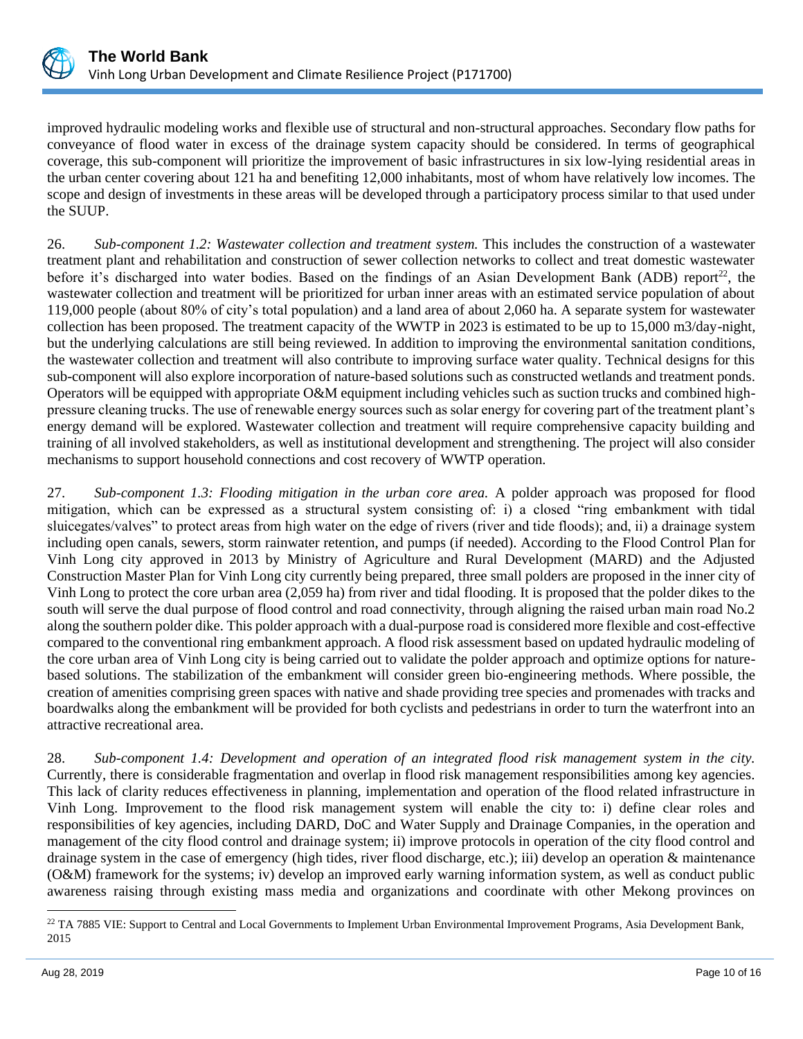improved hydraulic modeling works and flexible use of structural and non-structural approaches. Secondary flow paths for conveyance of flood water in excess of the drainage system capacity should be considered. In terms of geographical coverage, this sub-component will prioritize the improvement of basic infrastructures in six low-lying residential areas in the urban center covering about 121 ha and benefiting 12,000 inhabitants, most of whom have relatively low incomes. The scope and design of investments in these areas will be developed through a participatory process similar to that used under the SUUP.

26. *Sub-component 1.2: Wastewater collection and treatment system.* This includes the construction of a wastewater treatment plant and rehabilitation and construction of sewer collection networks to collect and treat domestic wastewater before it's discharged into water bodies. Based on the findings of an Asian Development Bank (ADB) report[22], the wastewater collection and treatment will be prioritized for urban inner areas with an estimated service population of about 119,000 people (about 80% of city's total population) and a land area of about 2,060 ha. A separate system for wastewater collection has been proposed. The treatment capacity of the WWTP in 2023 is estimated to be up to 15,000 m3/day-night, but the underlying calculations are still being reviewed. In addition to improving the environmental sanitation conditions, the wastewater collection and treatment will also contribute to improving surface water quality. Technical designs for this sub-component will also explore incorporation of nature-based solutions such as constructed wetlands and treatment ponds. Operators will be equipped with appropriate O&M equipment including vehicles such as suction trucks and combined high-pressure cleaning trucks. The use of renewable energy sources such as solar energy for covering part of the treatment plant's energy demand will be explored. Wastewater collection and treatment will require comprehensive capacity building and training of all involved stakeholders, as well as institutional development and strengthening. The project will also consider mechanisms to support household connections and cost recovery of WWTP operation.

27. *Sub-component 1.3: Flooding mitigation in the urban core area.* A polder approach was proposed for flood mitigation, which can be expressed as a structural system consisting of: i) a closed "ring embankment with tidal sluicegates/valves" to protect areas from high water on the edge of rivers (river and tide floods); and, ii) a drainage system including open canals, sewers, storm rainwater retention, and pumps (if needed). According to the Flood Control Plan for Vinh Long city approved in 2013 by Ministry of Agriculture and Rural Development (MARD) and the Adjusted Construction Master Plan for Vinh Long city currently being prepared, three small polders are proposed in the inner city of Vinh Long to protect the core urban area (2,059 ha) from river and tidal flooding. It is proposed that the polder dikes to the south will serve the dual purpose of flood control and road connectivity, through aligning the raised urban main road No.2 along the southern polder dike. This polder approach with a dual-purpose road is considered more flexible and cost-effective compared to the conventional ring embankment approach. A flood risk assessment based on updated hydraulic modeling of the core urban area of Vinh Long city is being carried out to validate the polder approach and optimize options for nature-based solutions. The stabilization of the embankment will consider green bio-engineering methods. Where possible, the creation of amenities comprising green spaces with native and shade providing tree species and promenades with tracks and boardwalks along the embankment will be provided for both cyclists and pedestrians in order to turn the waterfront into an attractive recreational area.

28. *Sub-component 1.4: Development and operation of an integrated flood risk management system in the city.* Currently, there is considerable fragmentation and overlap in flood risk management responsibilities among key agencies. This lack of clarity reduces effectiveness in planning, implementation and operation of the flood related infrastructure in Vinh Long. Improvement to the flood risk management system will enable the city to: i) define clear roles and responsibilities of key agencies, including DARD, DoC and Water Supply and Drainage Companies, in the operation and management of the city flood control and drainage system; ii) improve protocols in operation of the city flood control and drainage system in the case of emergency (high tides, river flood discharge, etc.); iii) develop an operation & maintenance (O&M) framework for the systems; iv) develop an improved early warning information system, as well as conduct public awareness raising through existing mass media and organizations and coordinate with other Mekong provinces on

[22] TA 7885 VIE: Support to Central and Local Governments to Implement Urban Environmental Improvement Programs, Asia Development Bank, 2015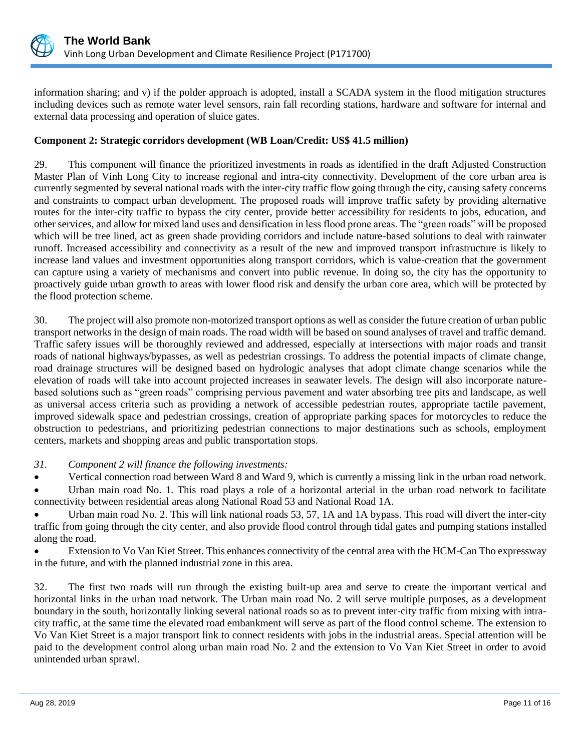information sharing; and v) if the polder approach is adopted, install a SCADA system in the flood mitigation structures including devices such as remote water level sensors, rain fall recording stations, hardware and software for internal and external data processing and operation of sluice gates.

**Component 2: Strategic corridors development (WB Loan/Credit: US$ 41.5 million)**

29. This component will finance the prioritized investments in roads as identified in the draft Adjusted Construction Master Plan of Vinh Long City to increase regional and intra-city connectivity. Development of the core urban area is currently segmented by several national roads with the inter-city traffic flow going through the city, causing safety concerns and constraints to compact urban development. The proposed roads will improve traffic safety by providing alternative routes for the inter-city traffic to bypass the city center, provide better accessibility for residents to jobs, education, and other services, and allow for mixed land uses and densification in less flood prone areas. The "green roads" will be proposed which will be tree lined, act as green shade providing corridors and include nature-based solutions to deal with rainwater runoff. Increased accessibility and connectivity as a result of the new and improved transport infrastructure is likely to increase land values and investment opportunities along transport corridors, which is value-creation that the government can capture using a variety of mechanisms and convert into public revenue. In doing so, the city has the opportunity to proactively guide urban growth to areas with lower flood risk and densify the urban core area, which will be protected by the flood protection scheme.

30. The project will also promote non-motorized transport options as well as consider the future creation of urban public transport networks in the design of main roads. The road width will be based on sound analyses of travel and traffic demand. Traffic safety issues will be thoroughly reviewed and addressed, especially at intersections with major roads and transit roads of national highways/bypasses, as well as pedestrian crossings. To address the potential impacts of climate change, road drainage structures will be designed based on hydrologic analyses that adopt climate change scenarios while the elevation of roads will take into account projected increases in seawater levels. The design will also incorporate nature-based solutions such as "green roads" comprising pervious pavement and water absorbing tree pits and landscape, as well as universal access criteria such as providing a network of accessible pedestrian routes, appropriate tactile pavement, improved sidewalk space and pedestrian crossings, creation of appropriate parking spaces for motorcycles to reduce the obstruction to pedestrians, and prioritizing pedestrian connections to major destinations such as schools, employment centers, markets and shopping areas and public transportation stops.

*31. Component 2 will finance the following investments:*

- Vertical connection road between Ward 8 and Ward 9, which is currently a missing link in the urban road network.
- Urban main road No. 1. This road plays a role of a horizontal arterial in the urban road network to facilitate connectivity between residential areas along National Road 53 and National Road 1A.
- Urban main road No. 2. This will link national roads 53, 57, 1A and 1A bypass. This road will divert the inter-city traffic from going through the city center, and also provide flood control through tidal gates and pumping stations installed along the road.
- Extension to Vo Van Kiet Street. This enhances connectivity of the central area with the HCM-Can Tho expressway in the future, and with the planned industrial zone in this area.

32. The first two roads will run through the existing built-up area and serve to create the important vertical and horizontal links in the urban road network. The Urban main road No. 2 will serve multiple purposes, as a development boundary in the south, horizontally linking several national roads so as to prevent inter-city traffic from mixing with intra-city traffic, at the same time the elevated road embankment will serve as part of the flood control scheme. The extension to Vo Van Kiet Street is a major transport link to connect residents with jobs in the industrial areas. Special attention will be paid to the development control along urban main road No. 2 and the extension to Vo Van Kiet Street in order to avoid unintended urban sprawl.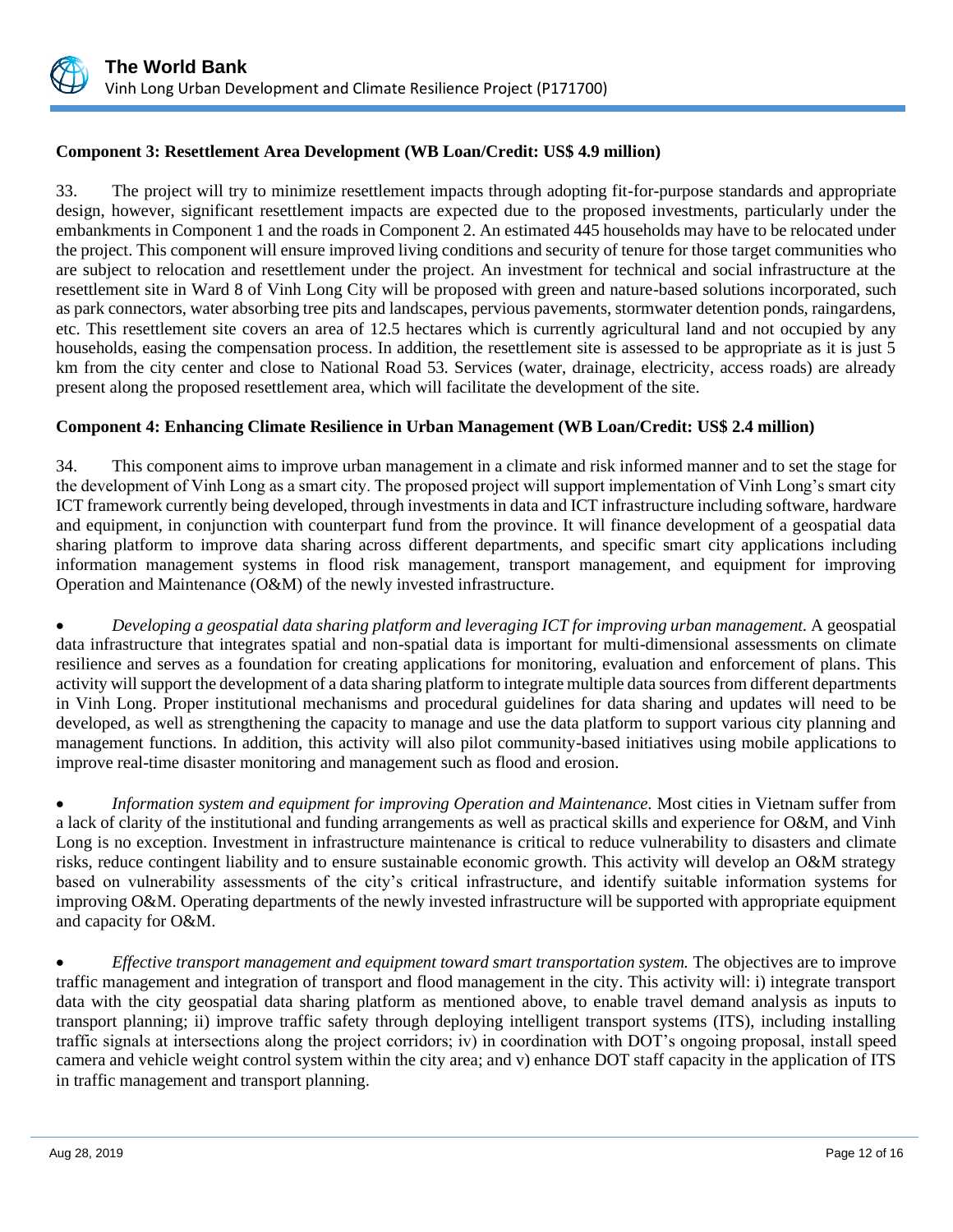**Component 3: Resettlement Area Development (WB Loan/Credit: US$ 4.9 million)**

33. The project will try to minimize resettlement impacts through adopting fit-for-purpose standards and appropriate design, however, significant resettlement impacts are expected due to the proposed investments, particularly under the embankments in Component 1 and the roads in Component 2. An estimated 445 households may have to be relocated under the project. This component will ensure improved living conditions and security of tenure for those target communities who are subject to relocation and resettlement under the project. An investment for technical and social infrastructure at the resettlement site in Ward 8 of Vinh Long City will be proposed with green and nature-based solutions incorporated, such as park connectors, water absorbing tree pits and landscapes, pervious pavements, stormwater detention ponds, raingardens, etc. This resettlement site covers an area of 12.5 hectares which is currently agricultural land and not occupied by any households, easing the compensation process. In addition, the resettlement site is assessed to be appropriate as it is just 5 km from the city center and close to National Road 53. Services (water, drainage, electricity, access roads) are already present along the proposed resettlement area, which will facilitate the development of the site.

**Component 4: Enhancing Climate Resilience in Urban Management (WB Loan/Credit: US$ 2.4 million)**

34. This component aims to improve urban management in a climate and risk informed manner and to set the stage for the development of Vinh Long as a smart city. The proposed project will support implementation of Vinh Long's smart city ICT framework currently being developed, through investments in data and ICT infrastructure including software, hardware and equipment, in conjunction with counterpart fund from the province. It will finance development of a geospatial data sharing platform to improve data sharing across different departments, and specific smart city applications including information management systems in flood risk management, transport management, and equipment for improving Operation and Maintenance (O&M) of the newly invested infrastructure.

- *Developing a geospatial data sharing platform and leveraging ICT for improving urban management.* A geospatial data infrastructure that integrates spatial and non-spatial data is important for multi-dimensional assessments on climate resilience and serves as a foundation for creating applications for monitoring, evaluation and enforcement of plans. This activity will support the development of a data sharing platform to integrate multiple data sources from different departments in Vinh Long. Proper institutional mechanisms and procedural guidelines for data sharing and updates will need to be developed, as well as strengthening the capacity to manage and use the data platform to support various city planning and management functions. In addition, this activity will also pilot community-based initiatives using mobile applications to improve real-time disaster monitoring and management such as flood and erosion.

- *Information system and equipment for improving Operation and Maintenance.* Most cities in Vietnam suffer from a lack of clarity of the institutional and funding arrangements as well as practical skills and experience for O&M, and Vinh Long is no exception. Investment in infrastructure maintenance is critical to reduce vulnerability to disasters and climate risks, reduce contingent liability and to ensure sustainable economic growth. This activity will develop an O&M strategy based on vulnerability assessments of the city's critical infrastructure, and identify suitable information systems for improving O&M. Operating departments of the newly invested infrastructure will be supported with appropriate equipment and capacity for O&M.

- *Effective transport management and equipment toward smart transportation system.* The objectives are to improve traffic management and integration of transport and flood management in the city. This activity will: i) integrate transport data with the city geospatial data sharing platform as mentioned above, to enable travel demand analysis as inputs to transport planning; ii) improve traffic safety through deploying intelligent transport systems (ITS), including installing traffic signals at intersections along the project corridors; iv) in coordination with DOT's ongoing proposal, install speed camera and vehicle weight control system within the city area; and v) enhance DOT staff capacity in the application of ITS in traffic management and transport planning.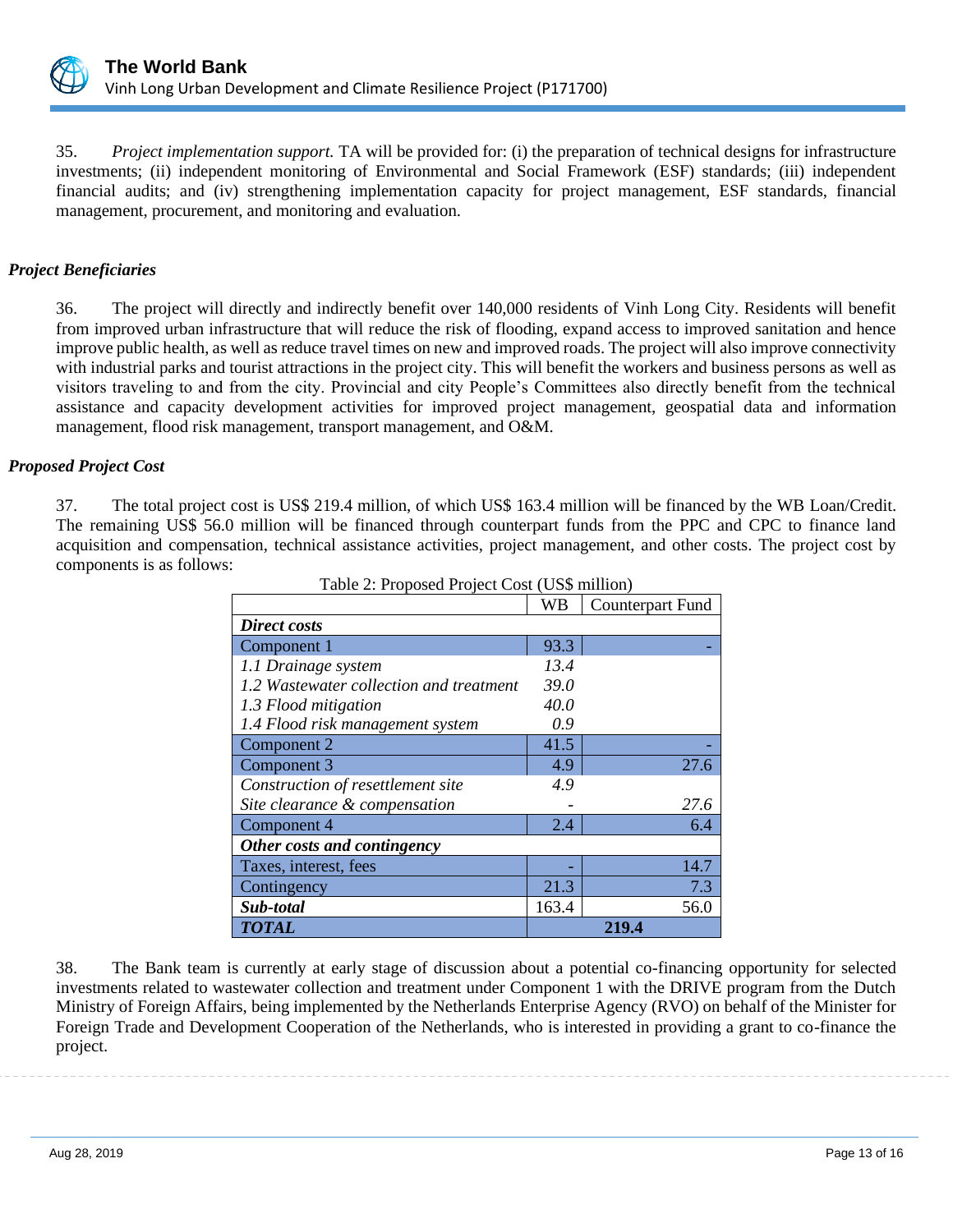35. *Project implementation support.* TA will be provided for: (i) the preparation of technical designs for infrastructure investments; (ii) independent monitoring of Environmental and Social Framework (ESF) standards; (iii) independent financial audits; and (iv) strengthening implementation capacity for project management, ESF standards, financial management, procurement, and monitoring and evaluation.

***Project Beneficiaries***

36. The project will directly and indirectly benefit over 140,000 residents of Vinh Long City. Residents will benefit from improved urban infrastructure that will reduce the risk of flooding, expand access to improved sanitation and hence improve public health, as well as reduce travel times on new and improved roads. The project will also improve connectivity with industrial parks and tourist attractions in the project city. This will benefit the workers and business persons as well as visitors traveling to and from the city. Provincial and city People's Committees also directly benefit from the technical assistance and capacity development activities for improved project management, geospatial data and information management, flood risk management, transport management, and O&M.

***Proposed Project Cost***

37. The total project cost is US$ 219.4 million, of which US$ 163.4 million will be financed by the WB Loan/Credit. The remaining US$ 56.0 million will be financed through counterpart funds from the PPC and CPC to finance land acquisition and compensation, technical assistance activities, project management, and other costs. The project cost by components is as follows:

Table 2: Proposed Project Cost (US$ million)

| | WB | Counterpart Fund |
|---|---|---|
| ***Direct costs*** | | |
| Component 1 | 93.3 | - |
| *1.1 Drainage system* | *13.4* | |
| *1.2 Wastewater collection and treatment* | *39.0* | |
| *1.3 Flood mitigation* | *40.0* | |
| *1.4 Flood risk management system* | *0.9* | |
| Component 2 | 41.5 | - |
| Component 3 | 4.9 | 27.6 |
| *Construction of resettlement site* | *4.9* | |
| *Site clearance & compensation* | - | *27.6* |
| Component 4 | 2.4 | 6.4 |
| ***Other costs and contingency*** | | |
| Taxes, interest, fees | - | 14.7 |
| Contingency | 21.3 | 7.3 |
| ***Sub-total*** | 163.4 | 56.0 |
| ***TOTAL*** | **219.4** | |

38. The Bank team is currently at early stage of discussion about a potential co-financing opportunity for selected investments related to wastewater collection and treatment under Component 1 with the DRIVE program from the Dutch Ministry of Foreign Affairs, being implemented by the Netherlands Enterprise Agency (RVO) on behalf of the Minister for Foreign Trade and Development Cooperation of the Netherlands, who is interested in providing a grant to co-finance the project.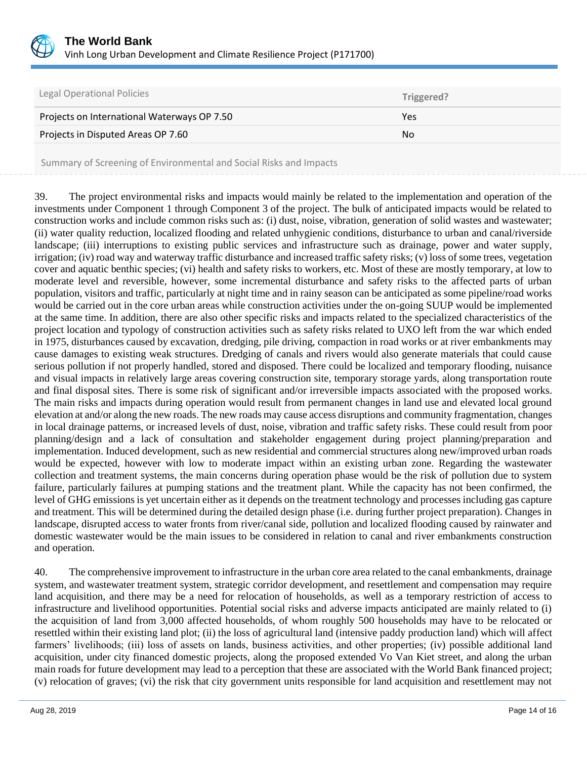| Legal Operational Policies | Triggered? |
| --- | --- |
| Projects on International Waterways OP 7.50 | Yes |
| Projects in Disputed Areas OP 7.60 | No |

Summary of Screening of Environmental and Social Risks and Impacts

39. The project environmental risks and impacts would mainly be related to the implementation and operation of the investments under Component 1 through Component 3 of the project. The bulk of anticipated impacts would be related to construction works and include common risks such as: (i) dust, noise, vibration, generation of solid wastes and wastewater; (ii) water quality reduction, localized flooding and related unhygienic conditions, disturbance to urban and canal/riverside landscape; (iii) interruptions to existing public services and infrastructure such as drainage, power and water supply, irrigation; (iv) road way and waterway traffic disturbance and increased traffic safety risks; (v) loss of some trees, vegetation cover and aquatic benthic species; (vi) health and safety risks to workers, etc. Most of these are mostly temporary, at low to moderate level and reversible, however, some incremental disturbance and safety risks to the affected parts of urban population, visitors and traffic, particularly at night time and in rainy season can be anticipated as some pipeline/road works would be carried out in the core urban areas while construction activities under the on-going SUUP would be implemented at the same time. In addition, there are also other specific risks and impacts related to the specialized characteristics of the project location and typology of construction activities such as safety risks related to UXO left from the war which ended in 1975, disturbances caused by excavation, dredging, pile driving, compaction in road works or at river embankments may cause damages to existing weak structures. Dredging of canals and rivers would also generate materials that could cause serious pollution if not properly handled, stored and disposed. There could be localized and temporary flooding, nuisance and visual impacts in relatively large areas covering construction site, temporary storage yards, along transportation route and final disposal sites. There is some risk of significant and/or irreversible impacts associated with the proposed works. The main risks and impacts during operation would result from permanent changes in land use and elevated local ground elevation at and/or along the new roads. The new roads may cause access disruptions and community fragmentation, changes in local drainage patterns, or increased levels of dust, noise, vibration and traffic safety risks. These could result from poor planning/design and a lack of consultation and stakeholder engagement during project planning/preparation and implementation. Induced development, such as new residential and commercial structures along new/improved urban roads would be expected, however with low to moderate impact within an existing urban zone. Regarding the wastewater collection and treatment systems, the main concerns during operation phase would be the risk of pollution due to system failure, particularly failures at pumping stations and the treatment plant. While the capacity has not been confirmed, the level of GHG emissions is yet uncertain either as it depends on the treatment technology and processes including gas capture and treatment. This will be determined during the detailed design phase (i.e. during further project preparation). Changes in landscape, disrupted access to water fronts from river/canal side, pollution and localized flooding caused by rainwater and domestic wastewater would be the main issues to be considered in relation to canal and river embankments construction and operation.

40. The comprehensive improvement to infrastructure in the urban core area related to the canal embankments, drainage system, and wastewater treatment system, strategic corridor development, and resettlement and compensation may require land acquisition, and there may be a need for relocation of households, as well as a temporary restriction of access to infrastructure and livelihood opportunities. Potential social risks and adverse impacts anticipated are mainly related to (i) the acquisition of land from 3,000 affected households, of whom roughly 500 households may have to be relocated or resettled within their existing land plot; (ii) the loss of agricultural land (intensive paddy production land) which will affect farmers' livelihoods; (iii) loss of assets on lands, business activities, and other properties; (iv) possible additional land acquisition, under city financed domestic projects, along the proposed extended Vo Van Kiet street, and along the urban main roads for future development may lead to a perception that these are associated with the World Bank financed project; (v) relocation of graves; (vi) the risk that city government units responsible for land acquisition and resettlement may not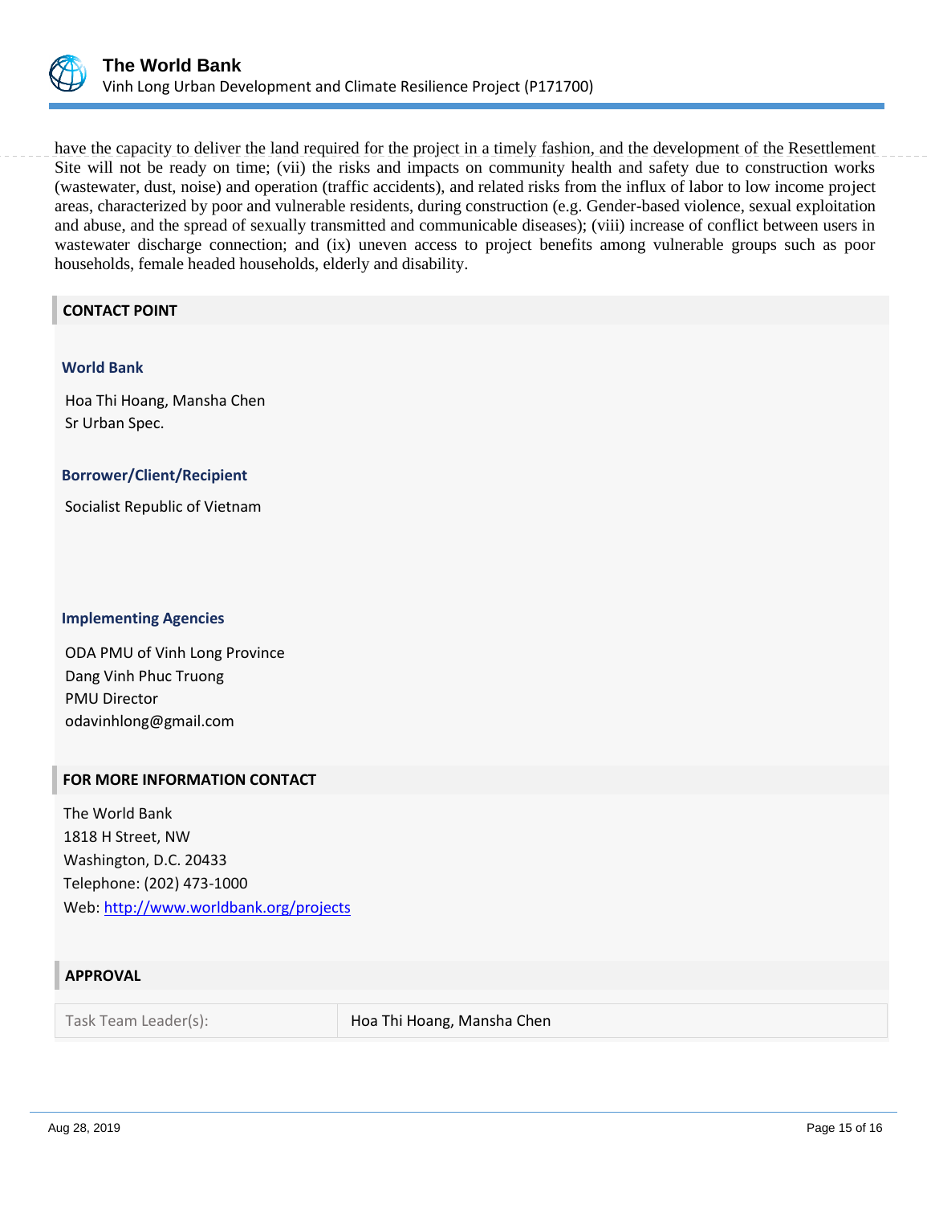have the capacity to deliver the land required for the project in a timely fashion, and the development of the Resettlement Site will not be ready on time; (vii) the risks and impacts on community health and safety due to construction works (wastewater, dust, noise) and operation (traffic accidents), and related risks from the influx of labor to low income project areas, characterized by poor and vulnerable residents, during construction (e.g. Gender-based violence, sexual exploitation and abuse, and the spread of sexually transmitted and communicable diseases); (viii) increase of conflict between users in wastewater discharge connection; and (ix) uneven access to project benefits among vulnerable groups such as poor households, female headed households, elderly and disability.

## CONTACT POINT

### World Bank

Hoa Thi Hoang, Mansha Chen
Sr Urban Spec.

### Borrower/Client/Recipient

Socialist Republic of Vietnam

### Implementing Agencies

ODA PMU of Vinh Long Province
Dang Vinh Phuc Truong
PMU Director
odavinhlong@gmail.com

## FOR MORE INFORMATION CONTACT

The World Bank
1818 H Street, NW
Washington, D.C. 20433
Telephone: (202) 473-1000
Web: http://www.worldbank.org/projects

## APPROVAL

| | |
|---|---|
| Task Team Leader(s): | Hoa Thi Hoang, Mansha Chen |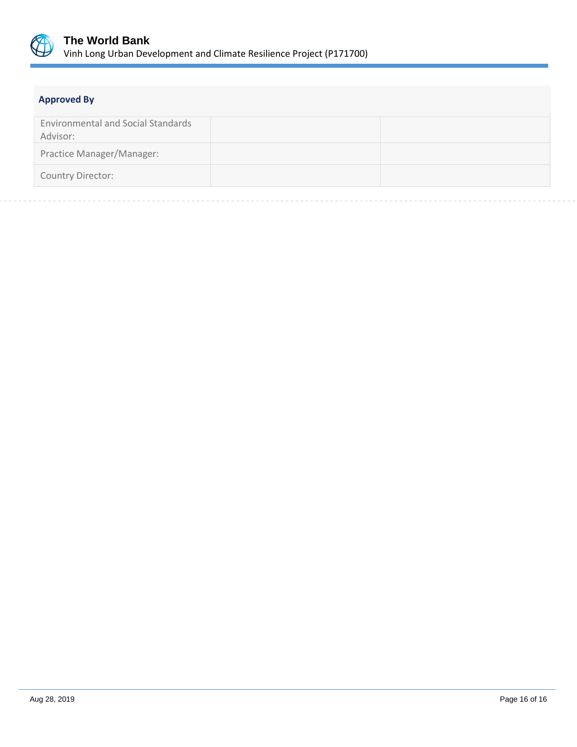### Approved By

| | | |
|---|---|---|
| Environmental and Social Standards Advisor: | | |
| Practice Manager/Manager: | | |
| Country Director: | | |